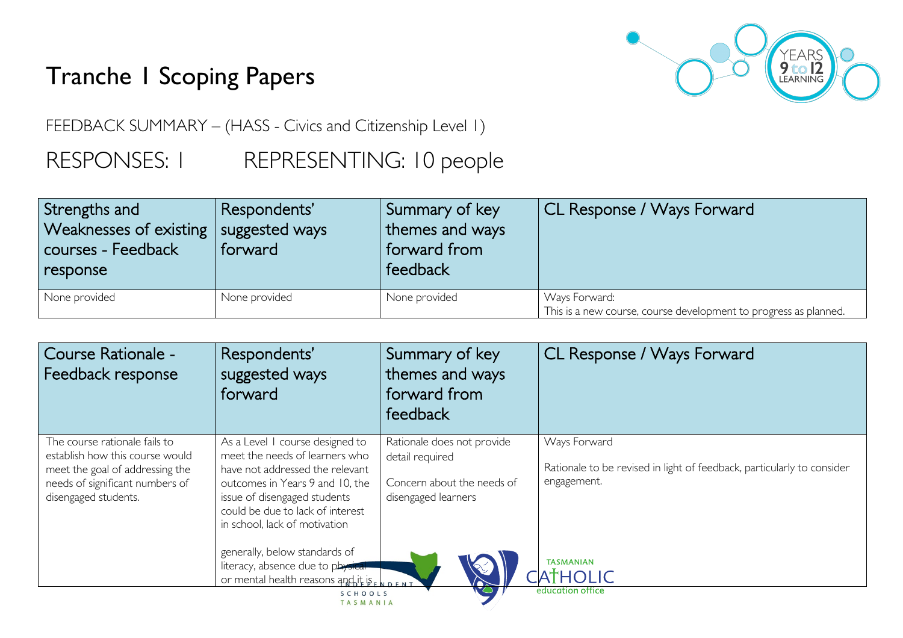# Tranche 1 Scoping Papers

FEEDBACK SUMMARY – (HASS - Civics and Citizenship Level 1)

## RESPONSES: 1 REPRESENTING: 10 people

| Strengths and Weaknesses of existing courses - Feedback response | Respondents' suggested ways forward | Summary of key themes and ways forward from feedback | CL Response / Ways Forward |
|---|---|---|---|
| None provided | None provided | None provided | Ways Forward:<br>This is a new course, course development to progress as planned. |

| Course Rationale - Feedback response | Respondents' suggested ways forward | Summary of key themes and ways forward from feedback | CL Response / Ways Forward |
|---|---|---|---|
| The course rationale fails to establish how this course would meet the goal of addressing the needs of significant numbers of disengaged students. | As a Level 1 course designed to meet the needs of learners who have not addressed the relevant outcomes in Years 9 and 10, the issue of disengaged students could be due to lack of interest in school, lack of motivation<br><br>generally, below standards of literacy, absence due to physical or mental health reasons and it is | Rationale does not provide detail required<br><br>Concern about the needs of disengaged learners | Ways Forward<br><br>Rationale to be revised in light of feedback, particularly to consider engagement. |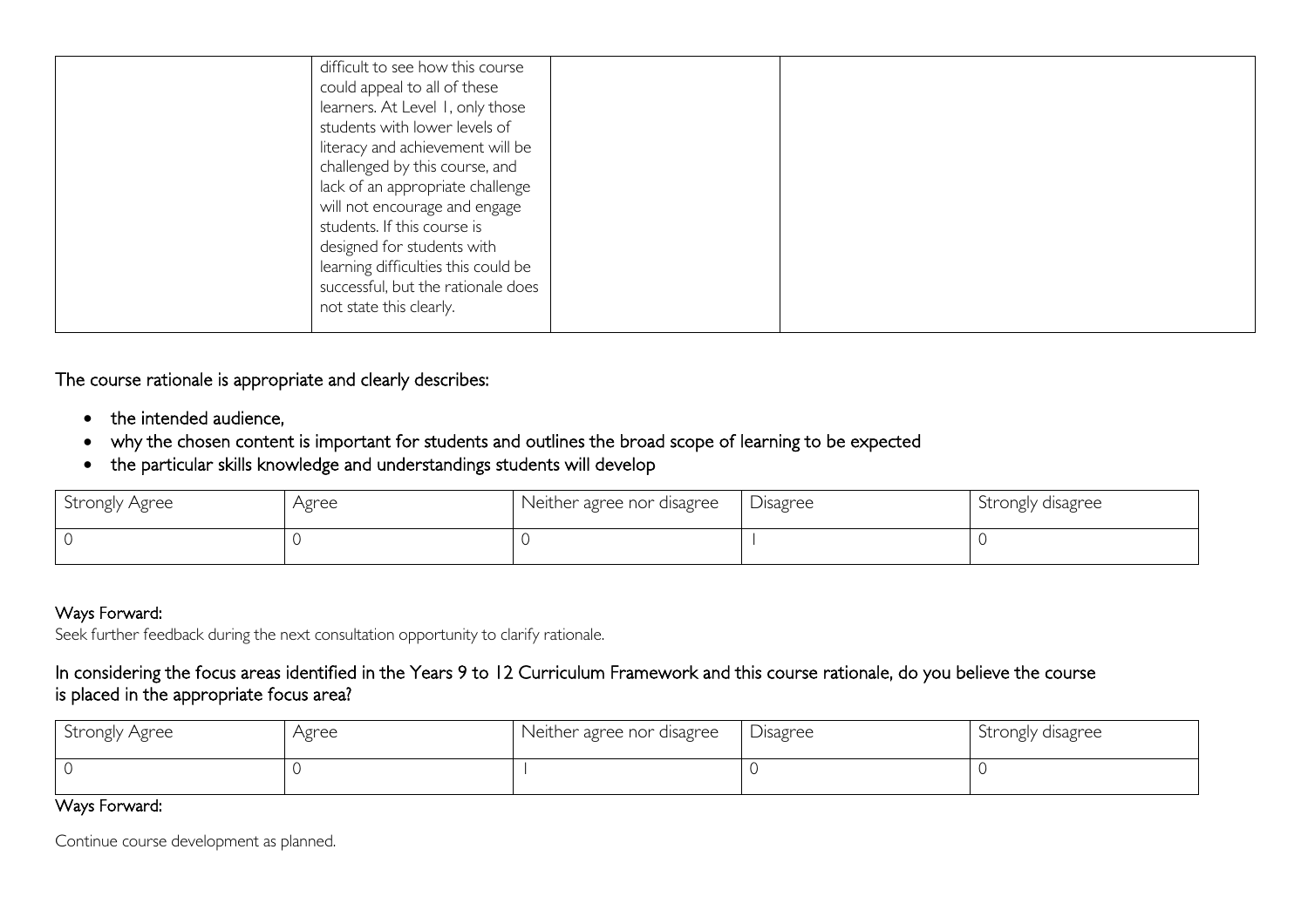| | | | |
|---|---|---|---|
| | difficult to see how this course could appeal to all of these learners. At Level 1, only those students with lower levels of literacy and achievement will be challenged by this course, and lack of an appropriate challenge will not encourage and engage students. If this course is designed for students with learning difficulties this could be successful, but the rationale does not state this clearly. | | |

The course rationale is appropriate and clearly describes:

- the intended audience,
- why the chosen content is important for students and outlines the broad scope of learning to be expected
- the particular skills knowledge and understandings students will develop

| Strongly Agree | Agree | Neither agree nor disagree | Disagree | Strongly disagree |
|---|---|---|---|---|
| 0 | 0 | 0 | 1 | 0 |

Ways Forward:

Seek further feedback during the next consultation opportunity to clarify rationale.

In considering the focus areas identified in the Years 9 to 12 Curriculum Framework and this course rationale, do you believe the course is placed in the appropriate focus area?

| Strongly Agree | Agree | Neither agree nor disagree | Disagree | Strongly disagree |
|---|---|---|---|---|
| 0 | 0 | 1 | 0 | 0 |

Ways Forward:

Continue course development as planned.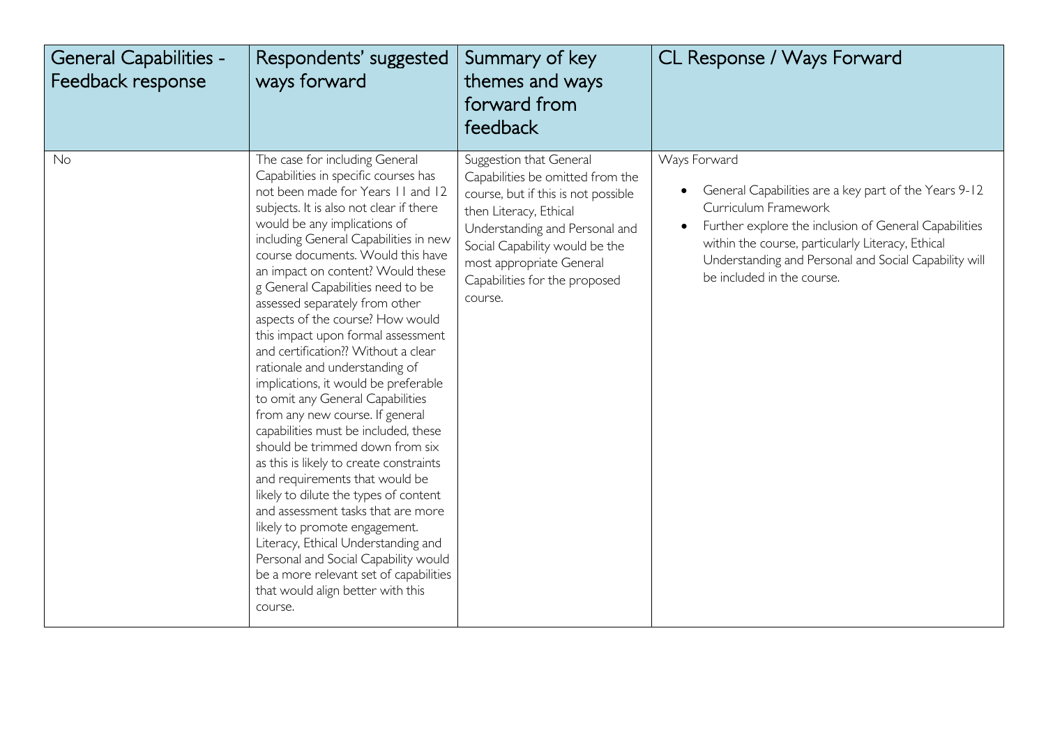| General Capabilities - Feedback response | Respondents' suggested ways forward | Summary of key themes and ways forward from feedback | CL Response / Ways Forward |
|---|---|---|---|
| No | The case for including General Capabilities in specific courses has not been made for Years 11 and 12 subjects. It is also not clear if there would be any implications of including General Capabilities in new course documents. Would this have an impact on content? Would these g General Capabilities need to be assessed separately from other aspects of the course? How would this impact upon formal assessment and certification?? Without a clear rationale and understanding of implications, it would be preferable to omit any General Capabilities from any new course. If general capabilities must be included, these should be trimmed down from six as this is likely to create constraints and requirements that would be likely to dilute the types of content and assessment tasks that are more likely to promote engagement. Literacy, Ethical Understanding and Personal and Social Capability would be a more relevant set of capabilities that would align better with this course. | Suggestion that General Capabilities be omitted from the course, but if this is not possible then Literacy, Ethical Understanding and Personal and Social Capability would be the most appropriate General Capabilities for the proposed course. | Ways Forward<br>• General Capabilities are a key part of the Years 9-12 Curriculum Framework<br>• Further explore the inclusion of General Capabilities within the course, particularly Literacy, Ethical Understanding and Personal and Social Capability will be included in the course. |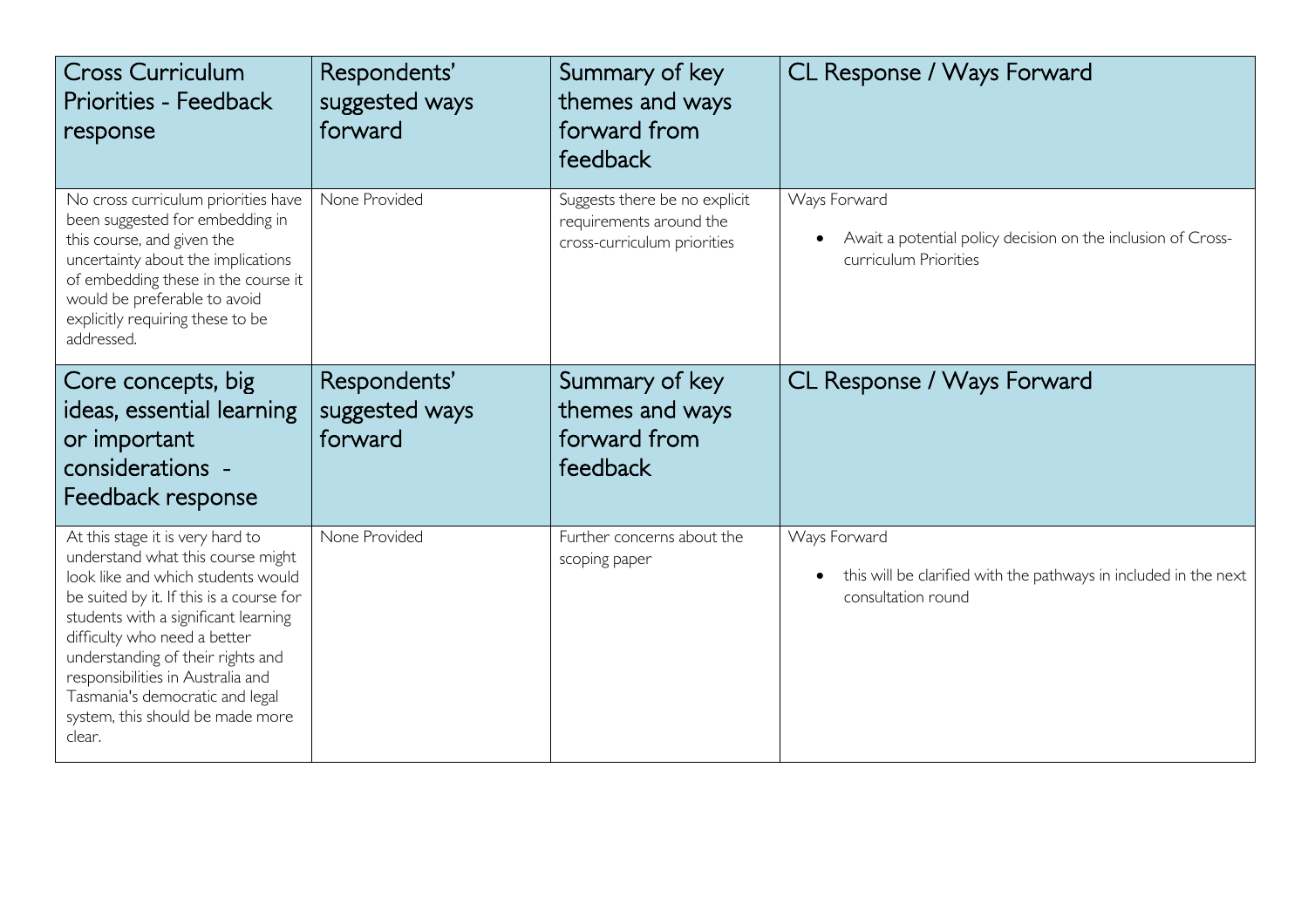| Cross Curriculum Priorities - Feedback response | Respondents' suggested ways forward | Summary of key themes and ways forward from feedback | CL Response / Ways Forward |
|---|---|---|---|
| No cross curriculum priorities have been suggested for embedding in this course, and given the uncertainty about the implications of embedding these in the course it would be preferable to avoid explicitly requiring these to be addressed. | None Provided | Suggests there be no explicit requirements around the cross-curriculum priorities | Ways Forward<br>• Await a potential policy decision on the inclusion of Cross-curriculum Priorities |

| Core concepts, big ideas, essential learning or important considerations - Feedback response | Respondents' suggested ways forward | Summary of key themes and ways forward from feedback | CL Response / Ways Forward |
|---|---|---|---|
| At this stage it is very hard to understand what this course might look like and which students would be suited by it. If this is a course for students with a significant learning difficulty who need a better understanding of their rights and responsibilities in Australia and Tasmania's democratic and legal system, this should be made more clear. | None Provided | Further concerns about the scoping paper | Ways Forward<br>• this will be clarified with the pathways in included in the next consultation round |